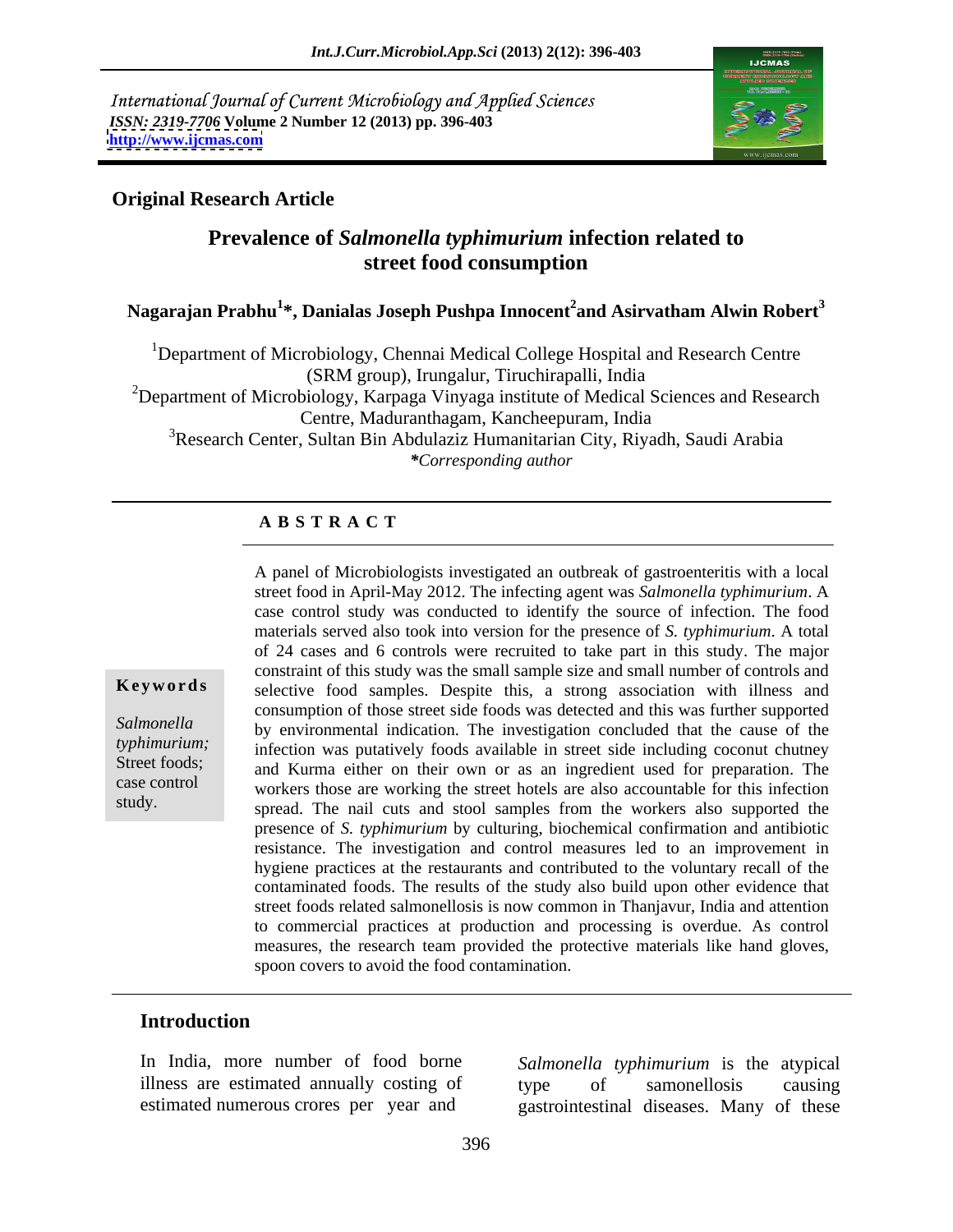International Journal of Current Microbiology and Applied Sciences
*ISSN: 2319-7706* **Volume 2 Number 12 (2013) pp. 396-403**
**http://www.ijcmas.com**

**Original Research Article**

# Prevalence of *Salmonella typhimurium* infection related to street food consumption

**Nagarajan Prabhu[1]*, Danialas Joseph Pushpa Innocent[2] and Asirvatham Alwin Robert[3]**

[1]Department of Microbiology, Chennai Medical College Hospital and Research Centre (SRM group), Irungalur, Tiruchirapalli, India

[2]Department of Microbiology, Karpaga Vinyaga institute of Medical Sciences and Research Centre, Maduranthagam, Kancheepuram, India

[3]Research Center, Sultan Bin Abdulaziz Humanitarian City, Riyadh, Saudi Arabia

**Corresponding author*

## ABSTRACT

**Keywords**

*Salmonella typhimurium;* Street foods; case control study.

A panel of Microbiologists investigated an outbreak of gastroenteritis with a local street food in April-May 2012. The infecting agent was *Salmonella typhimurium*. A case control study was conducted to identify the source of infection. The food materials served also took into version for the presence of *S. typhimurium*. A total of 24 cases and 6 controls were recruited to take part in this study. The major constraint of this study was the small sample size and small number of controls and selective food samples. Despite this, a strong association with illness and consumption of those street side foods was detected and this was further supported by environmental indication. The investigation concluded that the cause of the infection was putatively foods available in street side including coconut chutney and Kurma either on their own or as an ingredient used for preparation. The workers those are working the street hotels are also accountable for this infection spread. The nail cuts and stool samples from the workers also supported the presence of *S. typhimurium* by culturing, biochemical confirmation and antibiotic resistance. The investigation and control measures led to an improvement in hygiene practices at the restaurants and contributed to the voluntary recall of the contaminated foods. The results of the study also build upon other evidence that street foods related salmonellosis is now common in Thanjavur, India and attention to commercial practices at production and processing is overdue. As control measures, the research team provided the protective materials like hand gloves, spoon covers to avoid the food contamination.

## Introduction

In India, more number of food borne illness are estimated annually costing of estimated numerous crores per year and *Salmonella typhimurium* is the atypical type of samonellosis causing gastrointestinal diseases. Many of these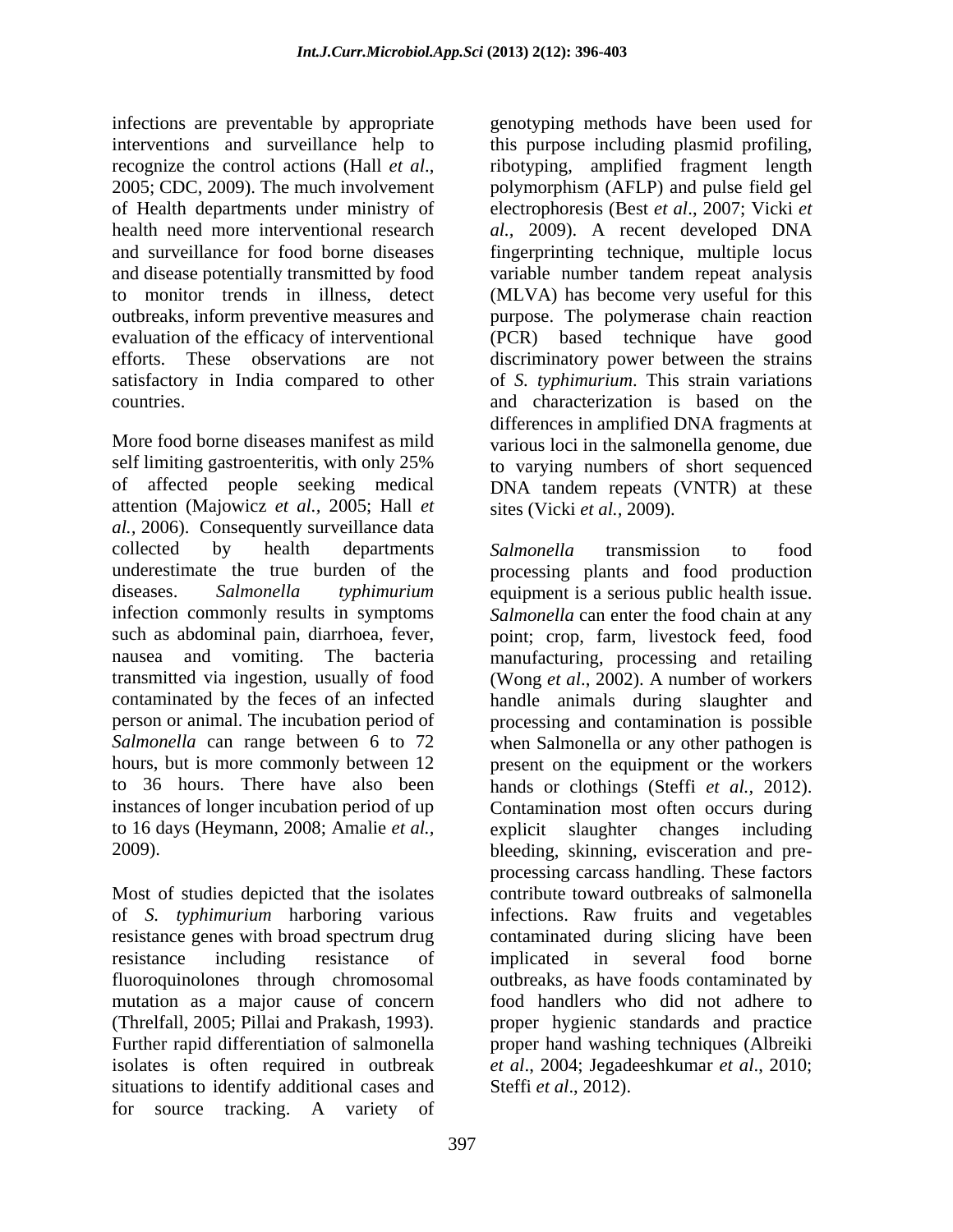infections are preventable by appropriate interventions and surveillance help to recognize the control actions (Hall *et al*., 2005; CDC, 2009). The much involvement of Health departments under ministry of health need more interventional research and surveillance for food borne diseases and disease potentially transmitted by food to monitor trends in illness, detect outbreaks, inform preventive measures and evaluation of the efficacy of interventional efforts. These observations are not satisfactory in India compared to other countries.

More food borne diseases manifest as mild self limiting gastroenteritis, with only 25% of affected people seeking medical attention (Majowicz *et al.*, 2005; Hall *et al.*, 2006). Consequently surveillance data collected by health departments underestimate the true burden of the diseases. *Salmonella typhimurium* infection commonly results in symptoms such as abdominal pain, diarrhoea, fever, nausea and vomiting. The bacteria transmitted via ingestion, usually of food contaminated by the feces of an infected person or animal. The incubation period of *Salmonella* can range between 6 to 72 hours, but is more commonly between 12 to 36 hours. There have also been instances of longer incubation period of up to 16 days (Heymann, 2008; Amalie *et al.*, 2009).

Most of studies depicted that the isolates of *S. typhimurium* harboring various resistance genes with broad spectrum drug resistance including resistance of fluoroquinolones through chromosomal mutation as a major cause of concern (Threlfall, 2005; Pillai and Prakash, 1993). Further rapid differentiation of salmonella isolates is often required in outbreak situations to identify additional cases and for source tracking. A variety of genotyping methods have been used for this purpose including plasmid profiling, ribotyping, amplified fragment length polymorphism (AFLP) and pulse field gel electrophoresis (Best *et al*., 2007; Vicki *et al.*, 2009). A recent developed DNA fingerprinting technique, multiple locus variable number tandem repeat analysis (MLVA) has become very useful for this purpose. The polymerase chain reaction (PCR) based technique have good discriminatory power between the strains of *S. typhimurium*. This strain variations and characterization is based on the differences in amplified DNA fragments at various loci in the salmonella genome, due to varying numbers of short sequenced DNA tandem repeats (VNTR) at these sites (Vicki *et al.*, 2009).

*Salmonella* transmission to food processing plants and food production equipment is a serious public health issue. *Salmonella* can enter the food chain at any point; crop, farm, livestock feed, food manufacturing, processing and retailing (Wong *et al*., 2002). A number of workers handle animals during slaughter and processing and contamination is possible when Salmonella or any other pathogen is present on the equipment or the workers hands or clothings (Steffi *et al.*, 2012). Contamination most often occurs during explicit slaughter changes including bleeding, skinning, evisceration and pre-processing carcass handling. These factors contribute toward outbreaks of salmonella infections. Raw fruits and vegetables contaminated during slicing have been implicated in several food borne outbreaks, as have foods contaminated by food handlers who did not adhere to proper hygienic standards and practice proper hand washing techniques (Albreiki *et al*., 2004; Jegadeeshkumar *et al*., 2010; Steffi *et al*., 2012).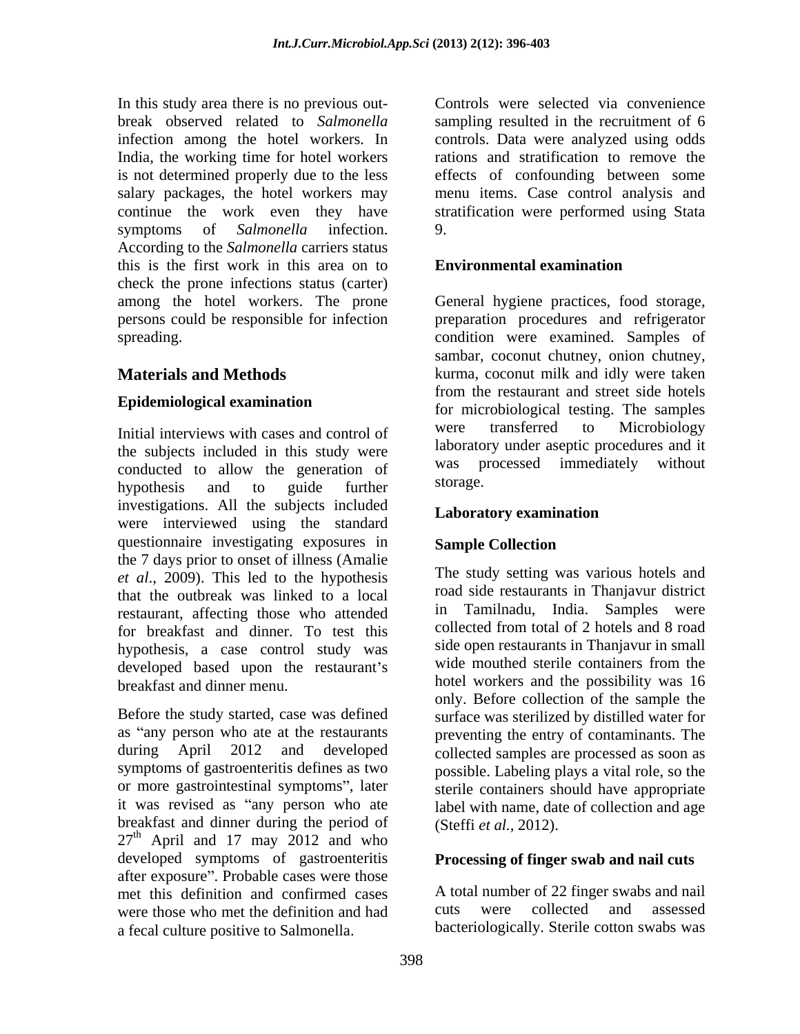In this study area there is no previous out-break observed related to *Salmonella* infection among the hotel workers. In India, the working time for hotel workers is not determined properly due to the less salary packages, the hotel workers may continue the work even they have symptoms of *Salmonella* infection. According to the *Salmonella* carriers status this is the first work in this area on to check the prone infections status (carter) among the hotel workers. The prone persons could be responsible for infection spreading.

## Materials and Methods

### Epidemiological examination

Initial interviews with cases and control of the subjects included in this study were conducted to allow the generation of hypothesis and to guide further investigations. All the subjects included were interviewed using the standard questionnaire investigating exposures in the 7 days prior to onset of illness (Amalie *et al*., 2009). This led to the hypothesis that the outbreak was linked to a local restaurant, affecting those who attended for breakfast and dinner. To test this hypothesis, a case control study was developed based upon the restaurant's breakfast and dinner menu.

Before the study started, case was defined as "any person who ate at the restaurants during April 2012 and developed symptoms of gastroenteritis defines as two or more gastrointestinal symptoms", later it was revised as "any person who ate breakfast and dinner during the period of 27th April and 17 may 2012 and who developed symptoms of gastroenteritis after exposure". Probable cases were those met this definition and confirmed cases were those who met the definition and had a fecal culture positive to Salmonella.

Controls were selected via convenience sampling resulted in the recruitment of 6 controls. Data were analyzed using odds rations and stratification to remove the effects of confounding between some menu items. Case control analysis and stratification were performed using Stata 9.

### Environmental examination

General hygiene practices, food storage, preparation procedures and refrigerator condition were examined. Samples of sambar, coconut chutney, onion chutney, kurma, coconut milk and idly were taken from the restaurant and street side hotels for microbiological testing. The samples were transferred to Microbiology laboratory under aseptic procedures and it was processed immediately without storage.

### Laboratory examination

### Sample Collection

The study setting was various hotels and road side restaurants in Thanjavur district in Tamilnadu, India. Samples were collected from total of 2 hotels and 8 road side open restaurants in Thanjavur in small wide mouthed sterile containers from the hotel workers and the possibility was 16 only. Before collection of the sample the surface was sterilized by distilled water for preventing the entry of contaminants. The collected samples are processed as soon as possible. Labeling plays a vital role, so the sterile containers should have appropriate label with name, date of collection and age (Steffi *et al.*, 2012).

### Processing of finger swab and nail cuts

A total number of 22 finger swabs and nail cuts were collected and assessed bacteriologically. Sterile cotton swabs was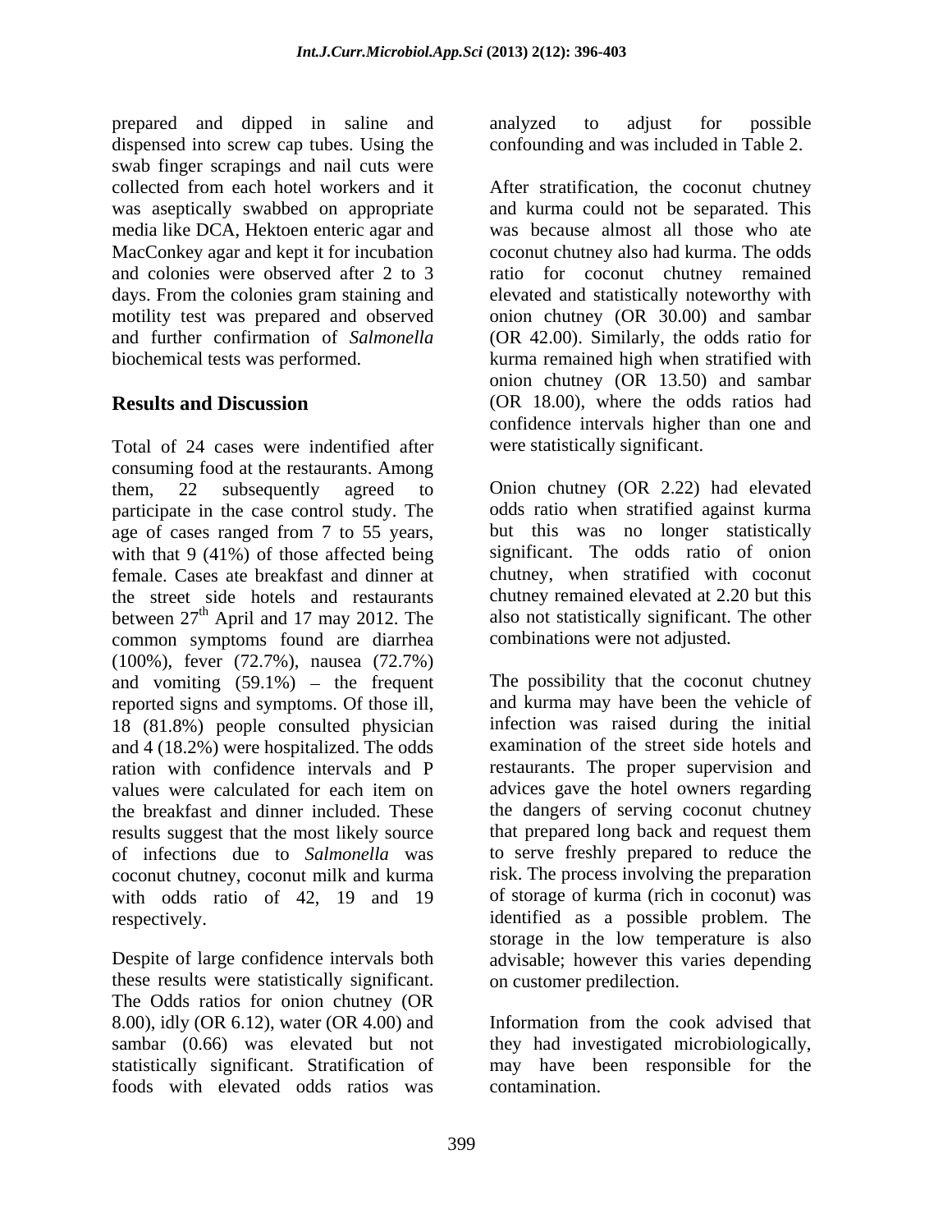prepared and dipped in saline and dispensed into screw cap tubes. Using the swab finger scrapings and nail cuts were collected from each hotel workers and it was aseptically swabbed on appropriate media like DCA, Hektoen enteric agar and MacConkey agar and kept it for incubation and colonies were observed after 2 to 3 days. From the colonies gram staining and motility test was prepared and observed and further confirmation of *Salmonella* biochemical tests was performed.

## Results and Discussion

Total of 24 cases were indentified after consuming food at the restaurants. Among them, 22 subsequently agreed to participate in the case control study. The age of cases ranged from 7 to 55 years, with that 9 (41%) of those affected being female. Cases ate breakfast and dinner at the street side hotels and restaurants between 27th April and 17 may 2012. The common symptoms found are diarrhea (100%), fever (72.7%), nausea (72.7%) and vomiting (59.1%) – the frequent reported signs and symptoms. Of those ill, 18 (81.8%) people consulted physician and 4 (18.2%) were hospitalized. The odds ration with confidence intervals and P values were calculated for each item on the breakfast and dinner included. These results suggest that the most likely source of infections due to *Salmonella* was coconut chutney, coconut milk and kurma with odds ratio of 42, 19 and 19 respectively.

Despite of large confidence intervals both these results were statistically significant. The Odds ratios for onion chutney (OR 8.00), idly (OR 6.12), water (OR 4.00) and sambar (0.66) was elevated but not statistically significant. Stratification of foods with elevated odds ratios was analyzed to adjust for possible confounding and was included in Table 2.

After stratification, the coconut chutney and kurma could not be separated. This was because almost all those who ate coconut chutney also had kurma. The odds ratio for coconut chutney remained elevated and statistically noteworthy with onion chutney (OR 30.00) and sambar (OR 42.00). Similarly, the odds ratio for kurma remained high when stratified with onion chutney (OR 13.50) and sambar (OR 18.00), where the odds ratios had confidence intervals higher than one and were statistically significant.

Onion chutney (OR 2.22) had elevated odds ratio when stratified against kurma but this was no longer statistically significant. The odds ratio of onion chutney, when stratified with coconut chutney remained elevated at 2.20 but this also not statistically significant. The other combinations were not adjusted.

The possibility that the coconut chutney and kurma may have been the vehicle of infection was raised during the initial examination of the street side hotels and restaurants. The proper supervision and advices gave the hotel owners regarding the dangers of serving coconut chutney that prepared long back and request them to serve freshly prepared to reduce the risk. The process involving the preparation of storage of kurma (rich in coconut) was identified as a possible problem. The storage in the low temperature is also advisable; however this varies depending on customer predilection.

Information from the cook advised that they had investigated microbiologically, may have been responsible for the contamination.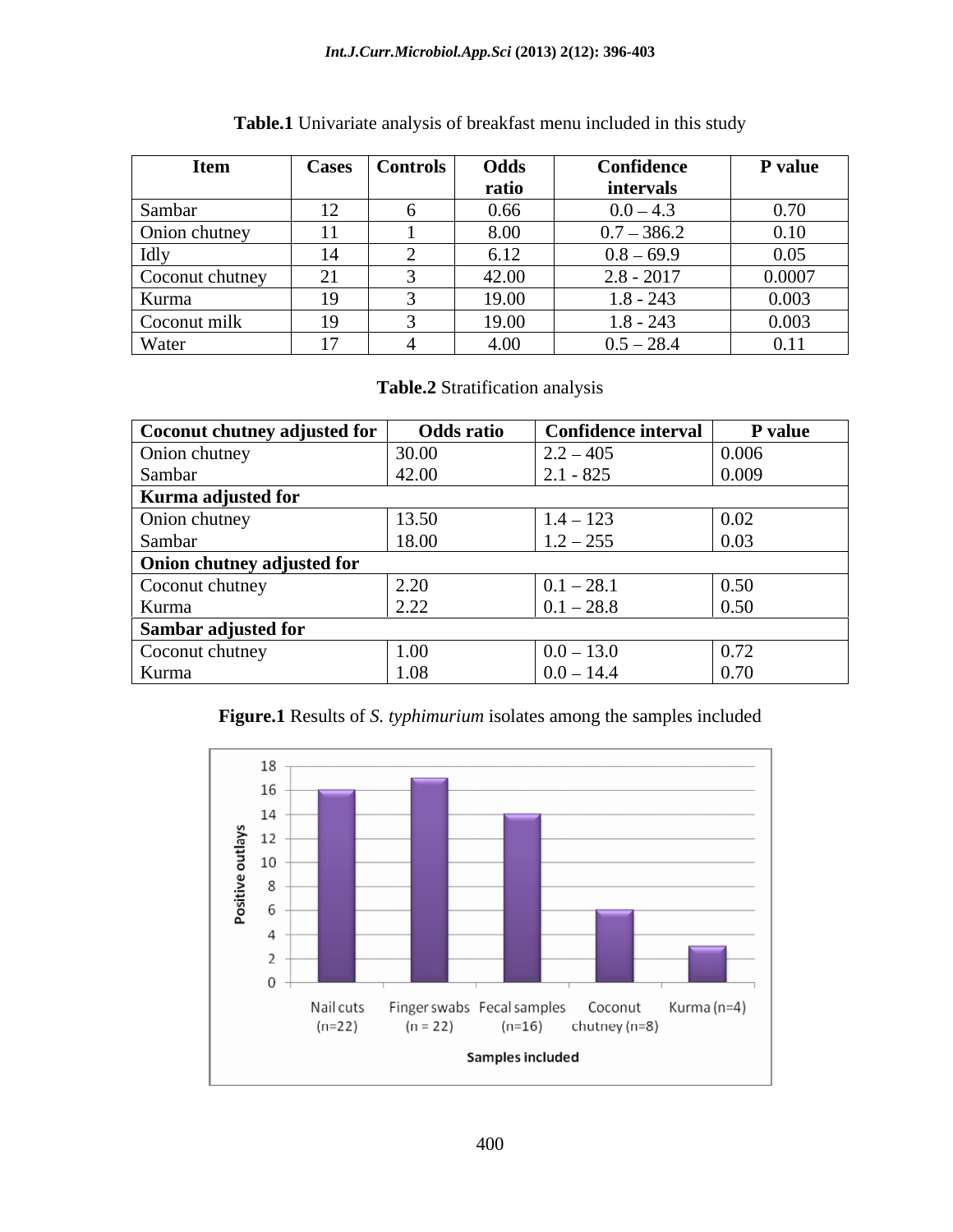**Table.1** Univariate analysis of breakfast menu included in this study

| Item | Cases | Controls | Odds ratio | Confidence intervals | P value |
|---|---|---|---|---|---|
| Sambar | 12 | 6 | 0.66 | 0.0 – 4.3 | 0.70 |
| Onion chutney | 11 | 1 | 8.00 | 0.7 – 386.2 | 0.10 |
| Idly | 14 | 2 | 6.12 | 0.8 – 69.9 | 0.05 |
| Coconut chutney | 21 | 3 | 42.00 | 2.8 - 2017 | 0.0007 |
| Kurma | 19 | 3 | 19.00 | 1.8 - 243 | 0.003 |
| Coconut milk | 19 | 3 | 19.00 | 1.8 - 243 | 0.003 |
| Water | 17 | 4 | 4.00 | 0.5 – 28.4 | 0.11 |

**Table.2** Stratification analysis

| Coconut chutney adjusted for | Odds ratio | Confidence interval | P value |
|---|---|---|---|
| Onion chutney | 30.00 | 2.2 – 405 | 0.006 |
| Sambar | 42.00 | 2.1 - 825 | 0.009 |
| **Kurma adjusted for** | | | |
| Onion chutney | 13.50 | 1.4 – 123 | 0.02 |
| Sambar | 18.00 | 1.2 – 255 | 0.03 |
| **Onion chutney adjusted for** | | | |
| Coconut chutney | 2.20 | 0.1 – 28.1 | 0.50 |
| Kurma | 2.22 | 0.1 – 28.8 | 0.50 |
| **Sambar adjusted for** | | | |
| Coconut chutney | 1.00 | 0.0 – 13.0 | 0.72 |
| Kurma | 1.08 | 0.0 – 14.4 | 0.70 |

**Figure.1** Results of *S. typhimurium* isolates among the samples included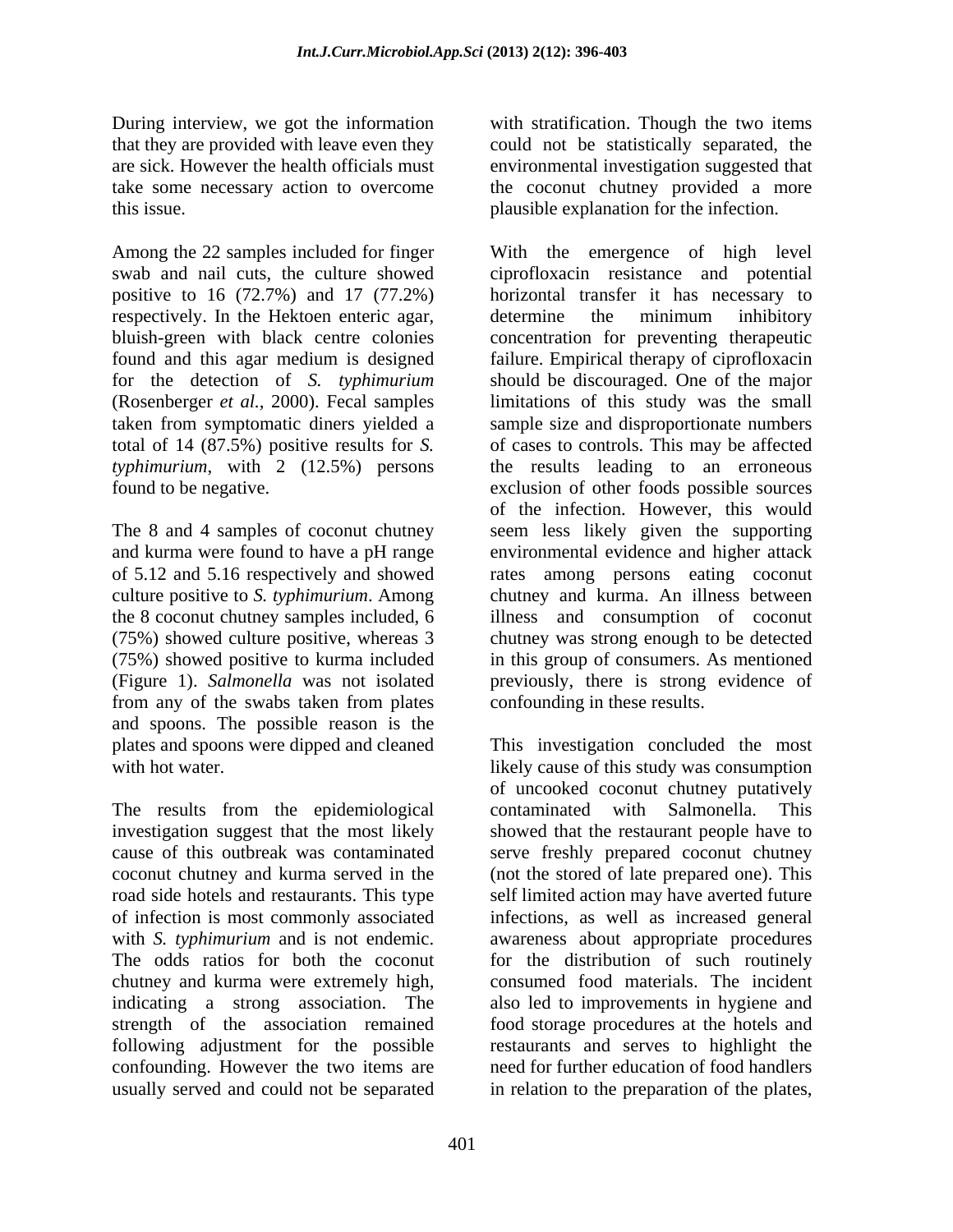During interview, we got the information that they are provided with leave even they are sick. However the health officials must take some necessary action to overcome this issue.

Among the 22 samples included for finger swab and nail cuts, the culture showed positive to 16 (72.7%) and 17 (77.2%) respectively. In the Hektoen enteric agar, bluish-green with black centre colonies found and this agar medium is designed for the detection of *S. typhimurium* (Rosenberger *et al.*, 2000). Fecal samples taken from symptomatic diners yielded a total of 14 (87.5%) positive results for *S. typhimurium*, with 2 (12.5%) persons found to be negative.

The 8 and 4 samples of coconut chutney and kurma were found to have a pH range of 5.12 and 5.16 respectively and showed culture positive to *S. typhimurium*. Among the 8 coconut chutney samples included, 6 (75%) showed culture positive, whereas 3 (75%) showed positive to kurma included (Figure 1). *Salmonella* was not isolated from any of the swabs taken from plates and spoons. The possible reason is the plates and spoons were dipped and cleaned with hot water.

The results from the epidemiological investigation suggest that the most likely cause of this outbreak was contaminated coconut chutney and kurma served in the road side hotels and restaurants. This type of infection is most commonly associated with *S. typhimurium* and is not endemic. The odds ratios for both the coconut chutney and kurma were extremely high, indicating a strong association. The strength of the association remained following adjustment for the possible confounding. However the two items are usually served and could not be separated with stratification. Though the two items could not be statistically separated, the environmental investigation suggested that the coconut chutney provided a more plausible explanation for the infection.

With the emergence of high level ciprofloxacin resistance and potential horizontal transfer it has necessary to determine the minimum inhibitory concentration for preventing therapeutic failure. Empirical therapy of ciprofloxacin should be discouraged. One of the major limitations of this study was the small sample size and disproportionate numbers of cases to controls. This may be affected the results leading to an erroneous exclusion of other foods possible sources of the infection. However, this would seem less likely given the supporting environmental evidence and higher attack rates among persons eating coconut chutney and kurma. An illness between illness and consumption of coconut chutney was strong enough to be detected in this group of consumers. As mentioned previously, there is strong evidence of confounding in these results.

This investigation concluded the most likely cause of this study was consumption of uncooked coconut chutney putatively contaminated with Salmonella. This showed that the restaurant people have to serve freshly prepared coconut chutney (not the stored of late prepared one). This self limited action may have averted future infections, as well as increased general awareness about appropriate procedures for the distribution of such routinely consumed food materials. The incident also led to improvements in hygiene and food storage procedures at the hotels and restaurants and serves to highlight the need for further education of food handlers in relation to the preparation of the plates,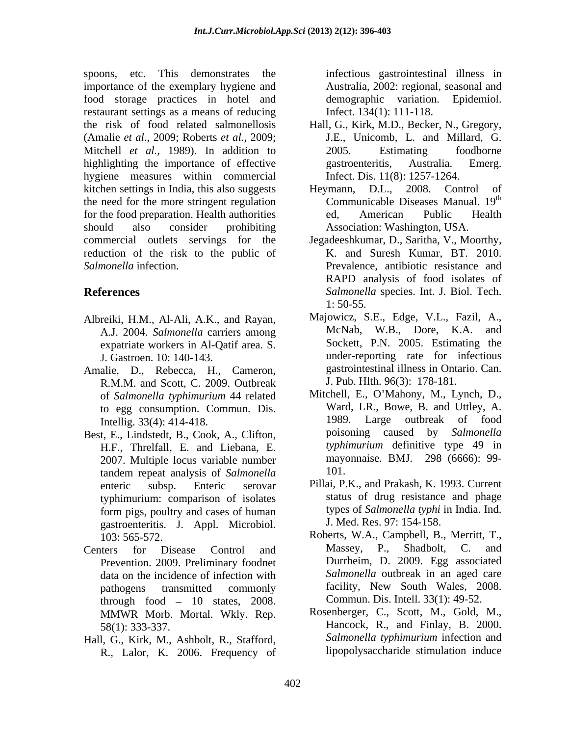spoons, etc. This demonstrates the importance of the exemplary hygiene and food storage practices in hotel and restaurant settings as a means of reducing the risk of food related salmonellosis (Amalie *et al*., 2009; Roberts *et al.*, 2009; Mitchell *et al.,* 1989). In addition to highlighting the importance of effective hygiene measures within commercial kitchen settings in India, this also suggests the need for the more stringent regulation for the food preparation. Health authorities should also consider prohibiting commercial outlets servings for the reduction of the risk to the public of *Salmonella* infection.

## References

Albreiki, H.M., Al-Ali, A.K., and Rayan, A.J. 2004. *Salmonella* carriers among expatriate workers in Al-Qatif area. S. J. Gastroen. 10: 140-143.

Amalie, D., Rebecca, H., Cameron, R.M.M. and Scott, C. 2009. Outbreak of *Salmonella typhimurium* 44 related to egg consumption. Commun. Dis. Intellig. 33(4): 414-418.

Best, E., Lindstedt, B., Cook, A., Clifton, H.F., Threlfall, E. and Liebana, E. 2007. Multiple locus variable number tandem repeat analysis of *Salmonella* enteric subsp. Enteric serovar typhimurium: comparison of isolates form pigs, poultry and cases of human gastroenteritis. J. Appl. Microbiol. 103: 565-572.

Centers for Disease Control and Prevention. 2009. Preliminary foodnet data on the incidence of infection with pathogens transmitted commonly through food – 10 states, 2008. MMWR Morb. Mortal. Wkly. Rep. 58(1): 333-337.

Hall, G., Kirk, M., Ashbolt, R., Stafford, R., Lalor, K. 2006. Frequency of infectious gastrointestinal illness in Australia, 2002: regional, seasonal and demographic variation. Epidemiol. Infect. 134(1): 111-118.

Hall, G., Kirk, M.D., Becker, N., Gregory, J.E., Unicomb, L. and Millard, G. 2005. Estimating foodborne gastroenteritis, Australia. Emerg. Infect. Dis. 11(8): 1257-1264.

Heymann, D.L., 2008. Control of Communicable Diseases Manual. 19th ed, American Public Health Association: Washington, USA.

Jegadeeshkumar, D., Saritha, V., Moorthy, K. and Suresh Kumar, BT. 2010. Prevalence, antibiotic resistance and RAPD analysis of food isolates of *Salmonella* species. Int. J. Biol. Tech. 1: 50-55.

Majowicz, S.E., Edge, V.L., Fazil, A., McNab, W.B., Dore, K.A. and Sockett, P.N. 2005. Estimating the under-reporting rate for infectious gastrointestinal illness in Ontario. Can. J. Pub. Hlth. 96(3): 178-181.

Mitchell, E., O'Mahony, M., Lynch, D., Ward, LR., Bowe, B. and Uttley, A. 1989. Large outbreak of food poisoning caused by *Salmonella typhimurium* definitive type 49 in mayonnaise. BMJ. 298 (6666): 99-101.

Pillai, P.K., and Prakash, K. 1993. Current status of drug resistance and phage types of *Salmonella typhi* in India. Ind. J. Med. Res. 97: 154-158.

Roberts, W.A., Campbell, B., Merritt, T., Massey, P., Shadbolt, C. and Durrheim, D. 2009. Egg associated *Salmonella* outbreak in an aged care facility, New South Wales, 2008. Commun. Dis. Intell. 33(1): 49-52.

Rosenberger, C., Scott, M., Gold, M., Hancock, R., and Finlay, B. 2000. *Salmonella typhimurium* infection and lipopolysaccharide stimulation induce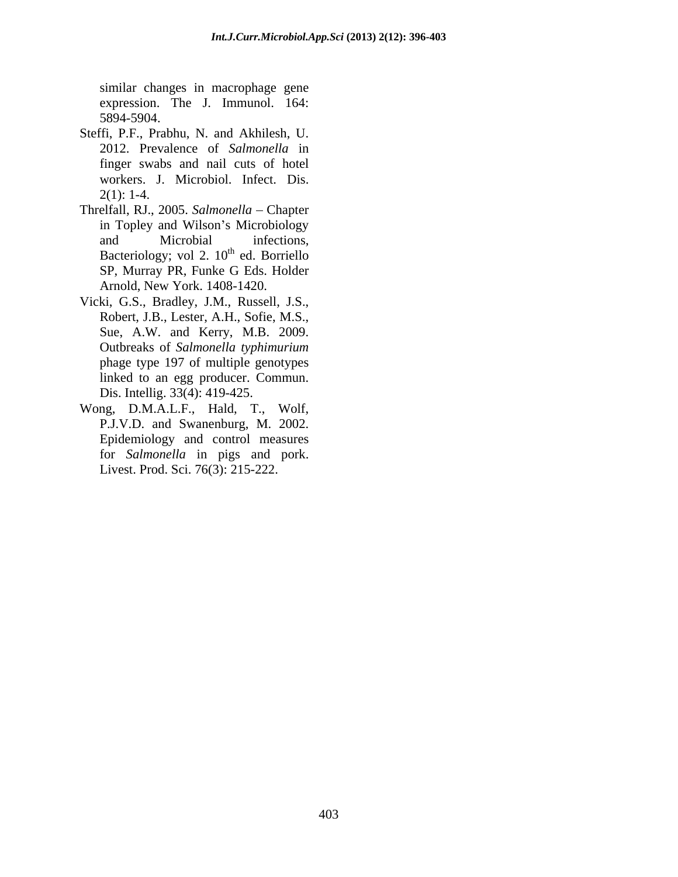similar changes in macrophage gene expression. The J. Immunol. 164: 5894-5904.

Steffi, P.F., Prabhu, N. and Akhilesh, U. 2012. Prevalence of *Salmonella* in finger swabs and nail cuts of hotel workers. J. Microbiol. Infect. Dis. 2(1): 1-4.

Threlfall, RJ., 2005. *Salmonella* – Chapter in Topley and Wilson's Microbiology and Microbial infections, Bacteriology; vol 2. 10th ed. Borriello SP, Murray PR, Funke G Eds. Holder Arnold, New York. 1408-1420.

Vicki, G.S., Bradley, J.M., Russell, J.S., Robert, J.B., Lester, A.H., Sofie, M.S., Sue, A.W. and Kerry, M.B. 2009. Outbreaks of *Salmonella typhimurium* phage type 197 of multiple genotypes linked to an egg producer. Commun. Dis. Intellig. 33(4): 419-425.

Wong, D.M.A.L.F., Hald, T., Wolf, P.J.V.D. and Swanenburg, M. 2002. Epidemiology and control measures for *Salmonella* in pigs and pork. Livest. Prod. Sci. 76(3): 215-222.